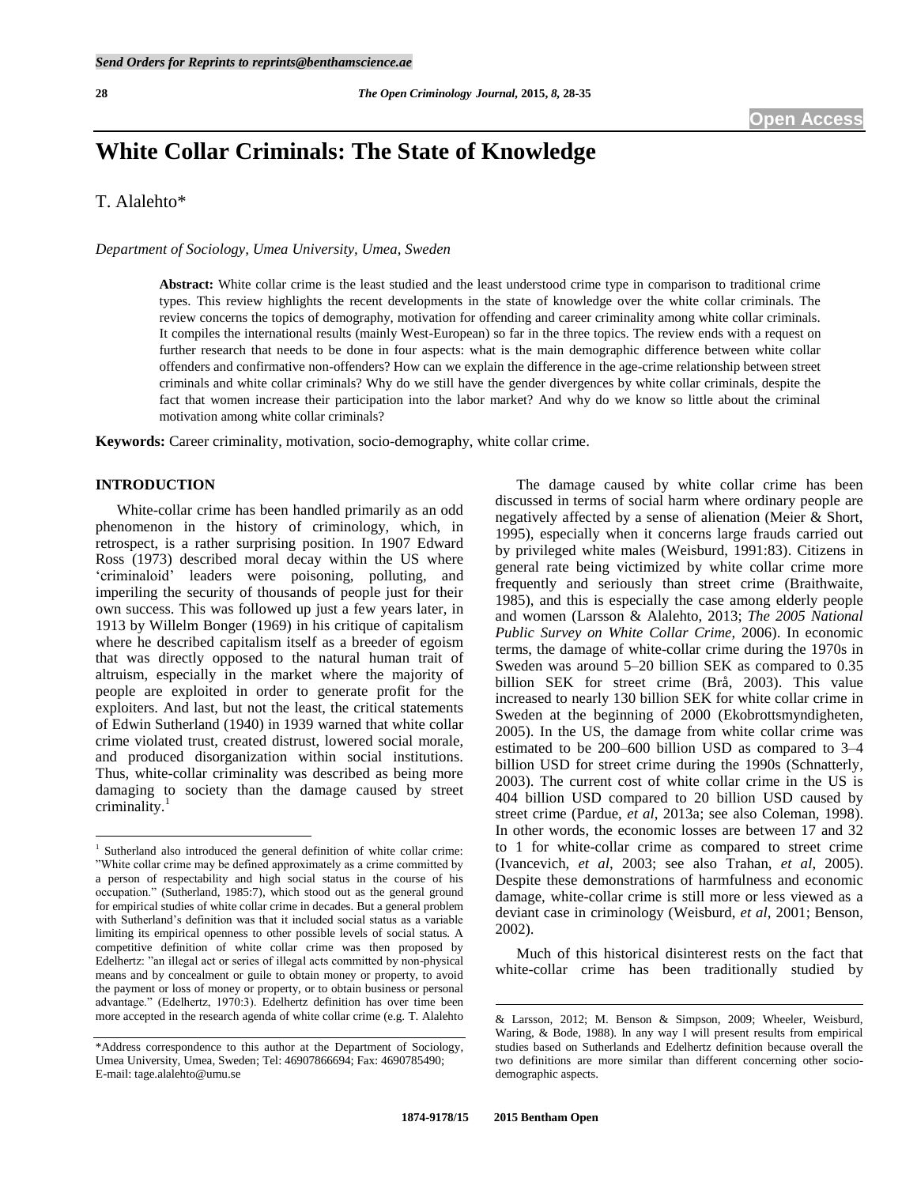# White Collar Criminals: The State of Knowledge

T. Alalehto*

*Department of Sociology, Umea University, Umea, Sweden*

**Abstract:** White collar crime is the least studied and the least understood crime type in comparison to traditional crime types. This review highlights the recent developments in the state of knowledge over the white collar criminals. The review concerns the topics of demography, motivation for offending and career criminality among white collar criminals. It compiles the international results (mainly West-European) so far in the three topics. The review ends with a request on further research that needs to be done in four aspects: what is the main demographic difference between white collar offenders and confirmative non-offenders? How can we explain the difference in the age-crime relationship between street criminals and white collar criminals? Why do we still have the gender divergences by white collar criminals, despite the fact that women increase their participation into the labor market? And why do we know so little about the criminal motivation among white collar criminals?

**Keywords:** Career criminality, motivation, socio-demography, white collar crime.

## INTRODUCTION

White-collar crime has been handled primarily as an odd phenomenon in the history of criminology, which, in retrospect, is a rather surprising position. In 1907 Edward Ross (1973) described moral decay within the US where 'criminaloid' leaders were poisoning, polluting, and imperiling the security of thousands of people just for their own success. This was followed up just a few years later, in 1913 by Willelm Bonger (1969) in his critique of capitalism where he described capitalism itself as a breeder of egoism that was directly opposed to the natural human trait of altruism, especially in the market where the majority of people are exploited in order to generate profit for the exploiters. And last, but not the least, the critical statements of Edwin Sutherland (1940) in 1939 warned that white collar crime violated trust, created distrust, lowered social morale, and produced disorganization within social institutions. Thus, white-collar criminality was described as being more damaging to society than the damage caused by street criminality.[1]

The damage caused by white collar crime has been discussed in terms of social harm where ordinary people are negatively affected by a sense of alienation (Meier & Short, 1995), especially when it concerns large frauds carried out by privileged white males (Weisburd, 1991:83). Citizens in general rate being victimized by white collar crime more frequently and seriously than street crime (Braithwaite, 1985), and this is especially the case among elderly people and women (Larsson & Alalehto, 2013; *The 2005 National Public Survey on White Collar Crime,* 2006). In economic terms, the damage of white-collar crime during the 1970s in Sweden was around 5–20 billion SEK as compared to 0.35 billion SEK for street crime (Brå, 2003). This value increased to nearly 130 billion SEK for white collar crime in Sweden at the beginning of 2000 (Ekobrottsmyndigheten, 2005). In the US, the damage from white collar crime was estimated to be 200–600 billion USD as compared to 3–4 billion USD for street crime during the 1990s (Schnatterly, 2003). The current cost of white collar crime in the US is 404 billion USD compared to 20 billion USD caused by street crime (Pardue, *et al*, 2013a; see also Coleman, 1998). In other words, the economic losses are between 17 and 32 to 1 for white-collar crime as compared to street crime (Ivancevich, *et al*, 2003; see also Trahan, *et al*, 2005). Despite these demonstrations of harmfulness and economic damage, white-collar crime is still more or less viewed as a deviant case in criminology (Weisburd, *et al*, 2001; Benson, 2002).

Much of this historical disinterest rests on the fact that white-collar crime has been traditionally studied by

---

[1] Sutherland also introduced the general definition of white collar crime: "White collar crime may be defined approximately as a crime committed by a person of respectability and high social status in the course of his occupation." (Sutherland, 1985:7), which stood out as the general ground for empirical studies of white collar crime in decades. But a general problem with Sutherland's definition was that it included social status as a variable limiting its empirical openness to other possible levels of social status. A competitive definition of white collar crime was then proposed by Edelhertz: "an illegal act or series of illegal acts committed by non-physical means and by concealment or guile to obtain money or property, to avoid the payment or loss of money or property, or to obtain business or personal advantage." (Edelhertz, 1970:3). Edelhertz definition has over time been more accepted in the research agenda of white collar crime (e.g. T. Alalehto & Larsson, 2012; M. Benson & Simpson, 2009; Wheeler, Weisburd, Waring, & Bode, 1988). In any way I will present results from empirical studies based on Sutherlands and Edelhertz definition because overall the two definitions are more similar than different concerning other socio-demographic aspects.

*Address correspondence to this author at the Department of Sociology, Umea University, Umea, Sweden; Tel: 46907866694; Fax: 4690785490; E-mail: tage.alalehto@umu.se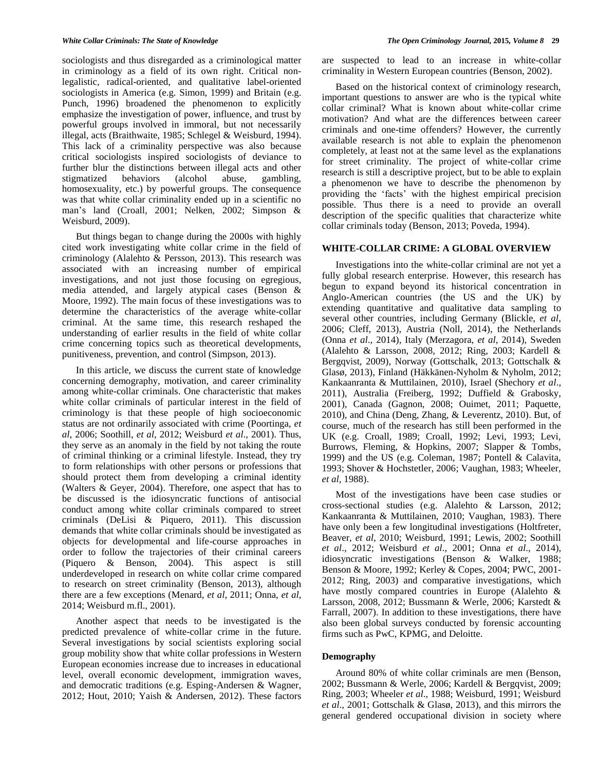sociologists and thus disregarded as a criminological matter in criminology as a field of its own right. Critical non-legalistic, radical-oriented, and qualitative label-oriented sociologists in America (e.g. Simon, 1999) and Britain (e.g. Punch, 1996) broadened the phenomenon to explicitly emphasize the investigation of power, influence, and trust by powerful groups involved in immoral, but not necessarily illegal, acts (Braithwaite, 1985; Schlegel & Weisburd, 1994). This lack of a criminality perspective was also because critical sociologists inspired sociologists of deviance to further blur the distinctions between illegal acts and other stigmatized behaviors (alcohol abuse, gambling, homosexuality, etc.) by powerful groups. The consequence was that white collar criminality ended up in a scientific no man's land (Croall, 2001; Nelken, 2002; Simpson & Weisburd, 2009).

But things began to change during the 2000s with highly cited work investigating white collar crime in the field of criminology (Alalehto & Persson, 2013). This research was associated with an increasing number of empirical investigations, and not just those focusing on egregious, media attended, and largely atypical cases (Benson & Moore, 1992). The main focus of these investigations was to determine the characteristics of the average white-collar criminal. At the same time, this research reshaped the understanding of earlier results in the field of white collar crime concerning topics such as theoretical developments, punitiveness, prevention, and control (Simpson, 2013).

In this article, we discuss the current state of knowledge concerning demography, motivation, and career criminality among white-collar criminals. One characteristic that makes white collar criminals of particular interest in the field of criminology is that these people of high socioeconomic status are not ordinarily associated with crime (Poortinga, *et al*, 2006; Soothill, *et al*, 2012; Weisburd *et al*., 2001). Thus, they serve as an anomaly in the field by not taking the route of criminal thinking or a criminal lifestyle. Instead, they try to form relationships with other persons or professions that should protect them from developing a criminal identity (Walters & Geyer, 2004). Therefore, one aspect that has to be discussed is the idiosyncratic functions of antisocial conduct among white collar criminals compared to street criminals (DeLisi & Piquero, 2011). This discussion demands that white collar criminals should be investigated as objects for developmental and life-course approaches in order to follow the trajectories of their criminal careers (Piquero & Benson, 2004). This aspect is still underdeveloped in research on white collar crime compared to research on street criminality (Benson, 2013), although there are a few exceptions (Menard, *et al*, 2011; Onna, *et al*, 2014; Weisburd m.fl., 2001).

Another aspect that needs to be investigated is the predicted prevalence of white-collar crime in the future. Several investigations by social scientists exploring social group mobility show that white collar professions in Western European economies increase due to increases in educational level, overall economic development, immigration waves, and democratic traditions (e.g. Esping-Andersen & Wagner, 2012; Hout, 2010; Yaish & Andersen, 2012). These factors are suspected to lead to an increase in white-collar criminality in Western European countries (Benson, 2002).

Based on the historical context of criminology research, important questions to answer are who is the typical white collar criminal? What is known about white-collar crime motivation? And what are the differences between career criminals and one-time offenders? However, the currently available research is not able to explain the phenomenon completely, at least not at the same level as the explanations for street criminality. The project of white-collar crime research is still a descriptive project, but to be able to explain a phenomenon we have to describe the phenomenon by providing the 'facts' with the highest empirical precision possible. Thus there is a need to provide an overall description of the specific qualities that characterize white collar criminals today (Benson, 2013; Poveda, 1994).

## WHITE-COLLAR CRIME: A GLOBAL OVERVIEW

Investigations into the white-collar criminal are not yet a fully global research enterprise. However, this research has begun to expand beyond its historical concentration in Anglo-American countries (the US and the UK) by extending quantitative and qualitative data sampling to several other countries, including Germany (Blickle, *et al*, 2006; Cleff, 2013), Austria (Noll, 2014), the Netherlands (Onna *et al*., 2014), Italy (Merzagora, *et al*, 2014), Sweden (Alalehto & Larsson, 2008, 2012; Ring, 2003; Kardell & Bergqvist, 2009), Norway (Gottschalk, 2013; Gottschalk & Glasø, 2013), Finland (Häkkänen-Nyholm & Nyholm, 2012; Kankaanranta & Muttilainen, 2010), Israel (Shechory *et al*., 2011), Australia (Freiberg, 1992; Duffield & Grabosky, 2001), Canada (Gagnon, 2008; Ouimet, 2011; Paquette, 2010), and China (Deng, Zhang, & Leverentz, 2010). But, of course, much of the research has still been performed in the UK (e.g. Croall, 1989; Croall, 1992; Levi, 1993; Levi, Burrows, Fleming, & Hopkins, 2007; Slapper & Tombs, 1999) and the US (e.g. Coleman, 1987; Pontell & Calavita, 1993; Shover & Hochstetler, 2006; Vaughan, 1983; Wheeler, *et al*, 1988).

Most of the investigations have been case studies or cross-sectional studies (e.g. Alalehto & Larsson, 2012; Kankaanranta & Muttilainen, 2010; Vaughan, 1983). There have only been a few longitudinal investigations (Holtfreter, Beaver, *et al*, 2010; Weisburd, 1991; Lewis, 2002; Soothill *et al*., 2012; Weisburd *et al*., 2001; Onna *et al*., 2014), idiosyncratic investigations (Benson & Walker, 1988; Benson & Moore, 1992; Kerley & Copes, 2004; PWC, 2001-2012; Ring, 2003) and comparative investigations, which have mostly compared countries in Europe (Alalehto & Larsson, 2008, 2012; Bussmann & Werle, 2006; Karstedt & Farrall, 2007). In addition to these investigations, there have also been global surveys conducted by forensic accounting firms such as PwC, KPMG, and Deloitte.

### Demography

Around 80% of white collar criminals are men (Benson, 2002; Bussmann & Werle, 2006; Kardell & Bergqvist, 2009; Ring, 2003; Wheeler *et al*., 1988; Weisburd, 1991; Weisburd *et al*., 2001; Gottschalk & Glasø, 2013), and this mirrors the general gendered occupational division in society where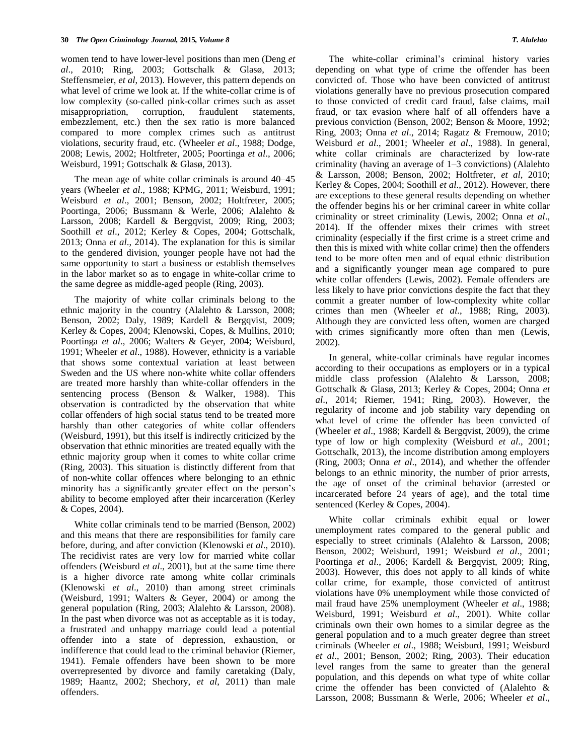women tend to have lower-level positions than men (Deng *et al*., 2010; Ring, 2003; Gottschalk & Glasø, 2013; Steffensmeier, *et al*, 2013). However, this pattern depends on what level of crime we look at. If the white-collar crime is of low complexity (so-called pink-collar crimes such as asset misappropriation, corruption, fraudulent statements, embezzlement, etc.) then the sex ratio is more balanced compared to more complex crimes such as antitrust violations, security fraud, etc. (Wheeler *et al*., 1988; Dodge, 2008; Lewis, 2002; Holtfreter, 2005; Poortinga *et al*., 2006; Weisburd, 1991; Gottschalk & Glasø, 2013).

The mean age of white collar criminals is around 40–45 years (Wheeler *et al*., 1988; KPMG, 2011; Weisburd, 1991; Weisburd *et al*., 2001; Benson, 2002; Holtfreter, 2005; Poortinga, 2006; Bussmann & Werle, 2006; Alalehto & Larsson, 2008; Kardell & Bergqvist, 2009; Ring, 2003; Soothill *et al*., 2012; Kerley & Copes, 2004; Gottschalk, 2013; Onna *et al*., 2014). The explanation for this is similar to the gendered division, younger people have not had the same opportunity to start a business or establish themselves in the labor market so as to engage in white-collar crime to the same degree as middle-aged people (Ring, 2003).

The majority of white collar criminals belong to the ethnic majority in the country (Alalehto & Larsson, 2008; Benson, 2002; Daly, 1989; Kardell & Bergqvist, 2009; Kerley & Copes, 2004; Klenowski, Copes, & Mullins, 2010; Poortinga *et al*., 2006; Walters & Geyer, 2004; Weisburd, 1991; Wheeler *et al*., 1988). However, ethnicity is a variable that shows some contextual variation at least between Sweden and the US where non-white white collar offenders are treated more harshly than white-collar offenders in the sentencing process (Benson & Walker, 1988). This observation is contradicted by the observation that white collar offenders of high social status tend to be treated more harshly than other categories of white collar offenders (Weisburd, 1991), but this itself is indirectly criticized by the observation that ethnic minorities are treated equally with the ethnic majority group when it comes to white collar crime (Ring, 2003). This situation is distinctly different from that of non-white collar offences where belonging to an ethnic minority has a significantly greater effect on the person's ability to become employed after their incarceration (Kerley & Copes, 2004).

White collar criminals tend to be married (Benson, 2002) and this means that there are responsibilities for family care before, during, and after conviction (Klenowski *et al*., 2010). The recidivist rates are very low for married white collar offenders (Weisburd *et al*., 2001), but at the same time there is a higher divorce rate among white collar criminals (Klenowski *et al*., 2010) than among street criminals (Weisburd, 1991; Walters & Geyer, 2004) or among the general population (Ring, 2003; Alalehto & Larsson, 2008). In the past when divorce was not as acceptable as it is today, a frustrated and unhappy marriage could lead a potential offender into a state of depression, exhaustion, or indifference that could lead to the criminal behavior (Riemer, 1941). Female offenders have been shown to be more overrepresented by divorce and family caretaking (Daly, 1989; Haantz, 2002; Shechory, *et al*, 2011) than male offenders.

The white-collar criminal's criminal history varies depending on what type of crime the offender has been convicted of. Those who have been convicted of antitrust violations generally have no previous prosecution compared to those convicted of credit card fraud, false claims, mail fraud, or tax evasion where half of all offenders have a previous conviction (Benson, 2002; Benson & Moore, 1992; Ring, 2003; Onna *et al*., 2014; Ragatz & Fremouw, 2010; Weisburd *et al*., 2001; Wheeler *et al*., 1988). In general, white collar criminals are characterized by low-rate criminality (having an average of 1–3 convictions) (Alalehto & Larsson, 2008; Benson, 2002; Holtfreter, *et al*, 2010; Kerley & Copes, 2004; Soothill *et al*., 2012). However, there are exceptions to these general results depending on whether the offender begins his or her criminal career in white collar criminality or street criminality (Lewis, 2002; Onna *et al*., 2014). If the offender mixes their crimes with street criminality (especially if the first crime is a street crime and then this is mixed with white collar crime) then the offenders tend to be more often men and of equal ethnic distribution and a significantly younger mean age compared to pure white collar offenders (Lewis, 2002). Female offenders are less likely to have prior convictions despite the fact that they commit a greater number of low-complexity white collar crimes than men (Wheeler *et al*., 1988; Ring, 2003). Although they are convicted less often, women are charged with crimes significantly more often than men (Lewis, 2002).

In general, white-collar criminals have regular incomes according to their occupations as employers or in a typical middle class profession (Alalehto & Larsson, 2008; Gottschalk & Glasø, 2013; Kerley & Copes, 2004; Onna *et al*., 2014; Riemer, 1941; Ring, 2003). However, the regularity of income and job stability vary depending on what level of crime the offender has been convicted of (Wheeler *et al*., 1988; Kardell & Bergqvist, 2009), the crime type of low or high complexity (Weisburd *et al*., 2001; Gottschalk, 2013), the income distribution among employers (Ring, 2003; Onna *et al*., 2014), and whether the offender belongs to an ethnic minority, the number of prior arrests, the age of onset of the criminal behavior (arrested or incarcerated before 24 years of age), and the total time sentenced (Kerley & Copes, 2004).

White collar criminals exhibit equal or lower unemployment rates compared to the general public and especially to street criminals (Alalehto & Larsson, 2008; Benson, 2002; Weisburd, 1991; Weisburd *et al*., 2001; Poortinga *et al*., 2006; Kardell & Bergqvist, 2009; Ring, 2003). However, this does not apply to all kinds of white collar crime, for example, those convicted of antitrust violations have 0% unemployment while those convicted of mail fraud have 25% unemployment (Wheeler *et al*., 1988; Weisburd, 1991; Weisburd *et al*., 2001). White collar criminals own their own homes to a similar degree as the general population and to a much greater degree than street criminals (Wheeler *et al*., 1988; Weisburd, 1991; Weisburd *et al*., 2001; Benson, 2002; Ring, 2003). Their education level ranges from the same to greater than the general population, and this depends on what type of white collar crime the offender has been convicted of (Alalehto & Larsson, 2008; Bussmann & Werle, 2006; Wheeler *et al*.,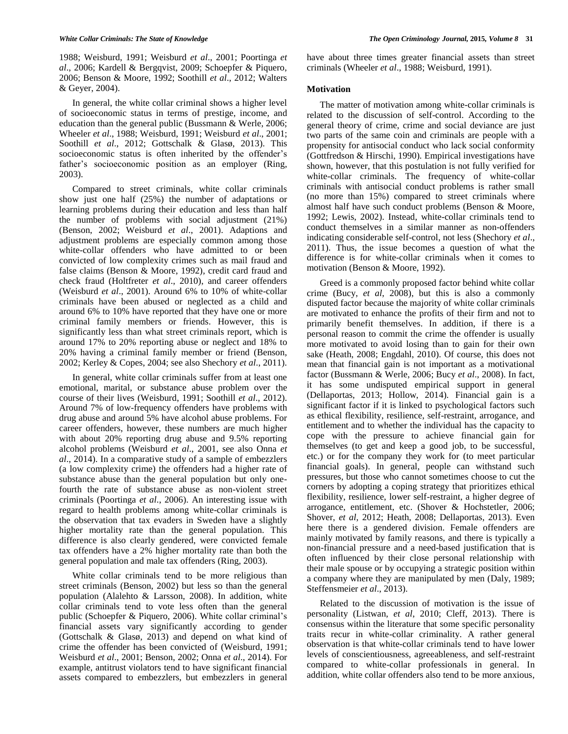1988; Weisburd, 1991; Weisburd *et al*., 2001; Poortinga *et al*., 2006; Kardell & Bergqvist, 2009; Schoepfer & Piquero, 2006; Benson & Moore, 1992; Soothill *et al*., 2012; Walters & Geyer, 2004).

In general, the white collar criminal shows a higher level of socioeconomic status in terms of prestige, income, and education than the general public (Bussmann & Werle, 2006; Wheeler *et al*., 1988; Weisburd, 1991; Weisburd *et al*., 2001; Soothill *et al*., 2012; Gottschalk & Glasø, 2013). This socioeconomic status is often inherited by the offender's father's socioeconomic position as an employer (Ring, 2003).

Compared to street criminals, white collar criminals show just one half (25%) the number of adaptations or learning problems during their education and less than half the number of problems with social adjustment (21%) (Benson, 2002; Weisburd *et al*., 2001). Adaptions and adjustment problems are especially common among those white-collar offenders who have admitted to or been convicted of low complexity crimes such as mail fraud and false claims (Benson & Moore, 1992), credit card fraud and check fraud (Holtfreter *et al*., 2010), and career offenders (Weisburd *et al*., 2001). Around 6% to 10% of white-collar criminals have been abused or neglected as a child and around 6% to 10% have reported that they have one or more criminal family members or friends. However, this is significantly less than what street criminals report, which is around 17% to 20% reporting abuse or neglect and 18% to 20% having a criminal family member or friend (Benson, 2002; Kerley & Copes, 2004; see also Shechory *et al*., 2011).

In general, white collar criminals suffer from at least one emotional, marital, or substance abuse problem over the course of their lives (Weisburd, 1991; Soothill *et al*., 2012). Around 7% of low-frequency offenders have problems with drug abuse and around 5% have alcohol abuse problems. For career offenders, however, these numbers are much higher with about 20% reporting drug abuse and 9.5% reporting alcohol problems (Weisburd *et al*., 2001, see also Onna *et al*., 2014). In a comparative study of a sample of embezzlers (a low complexity crime) the offenders had a higher rate of substance abuse than the general population but only one-fourth the rate of substance abuse as non-violent street criminals (Poortinga *et al*., 2006). An interesting issue with regard to health problems among white-collar criminals is the observation that tax evaders in Sweden have a slightly higher mortality rate than the general population. This difference is also clearly gendered, were convicted female tax offenders have a 2% higher mortality rate than both the general population and male tax offenders (Ring, 2003).

White collar criminals tend to be more religious than street criminals (Benson, 2002) but less so than the general population (Alalehto & Larsson, 2008). In addition, white collar criminals tend to vote less often than the general public (Schoepfer & Piquero, 2006). White collar criminal's financial assets vary significantly according to gender (Gottschalk & Glasø, 2013) and depend on what kind of crime the offender has been convicted of (Weisburd, 1991; Weisburd *et al*., 2001; Benson, 2002; Onna *et al*., 2014). For example, antitrust violators tend to have significant financial assets compared to embezzlers, but embezzlers in general have about three times greater financial assets than street criminals (Wheeler *et al*., 1988; Weisburd, 1991).

### Motivation

The matter of motivation among white-collar criminals is related to the discussion of self-control. According to the general theory of crime, crime and social deviance are just two parts of the same coin and criminals are people with a propensity for antisocial conduct who lack social conformity (Gottfredson & Hirschi, 1990). Empirical investigations have shown, however, that this postulation is not fully verified for white-collar criminals. The frequency of white-collar criminals with antisocial conduct problems is rather small (no more than 15%) compared to street criminals where almost half have such conduct problems (Benson & Moore, 1992; Lewis, 2002). Instead, white-collar criminals tend to conduct themselves in a similar manner as non-offenders indicating considerable self-control, not less (Shechory *et al*., 2011). Thus, the issue becomes a question of what the difference is for white-collar criminals when it comes to motivation (Benson & Moore, 1992).

Greed is a commonly proposed factor behind white collar crime (Bucy, *et al*, 2008), but this is also a commonly disputed factor because the majority of white collar criminals are motivated to enhance the profits of their firm and not to primarily benefit themselves. In addition, if there is a personal reason to commit the crime the offender is usually more motivated to avoid losing than to gain for their own sake (Heath, 2008; Engdahl, 2010). Of course, this does not mean that financial gain is not important as a motivational factor (Bussmann & Werle, 2006; Bucy *et al*., 2008). In fact, it has some undisputed empirical support in general (Dellaportas, 2013; Hollow, 2014). Financial gain is a significant factor if it is linked to psychological factors such as ethical flexibility, resilience, self-restraint, arrogance, and entitlement and to whether the individual has the capacity to cope with the pressure to achieve financial gain for themselves (to get and keep a good job, to be successful, etc.) or for the company they work for (to meet particular financial goals). In general, people can withstand such pressures, but those who cannot sometimes choose to cut the corners by adopting a coping strategy that prioritizes ethical flexibility, resilience, lower self-restraint, a higher degree of arrogance, entitlement, etc. (Shover & Hochstetler, 2006; Shover, *et al*, 2012; Heath, 2008; Dellaportas, 2013). Even here there is a gendered division. Female offenders are mainly motivated by family reasons, and there is typically a non-financial pressure and a need-based justification that is often influenced by their close personal relationship with their male spouse or by occupying a strategic position within a company where they are manipulated by men (Daly, 1989; Steffensmeier *et al*., 2013).

Related to the discussion of motivation is the issue of personality (Listwan, *et al*, 2010; Cleff, 2013). There is consensus within the literature that some specific personality traits recur in white-collar criminality. A rather general observation is that white-collar criminals tend to have lower levels of conscientiousness, agreeableness, and self-restraint compared to white-collar professionals in general. In addition, white collar offenders also tend to be more anxious,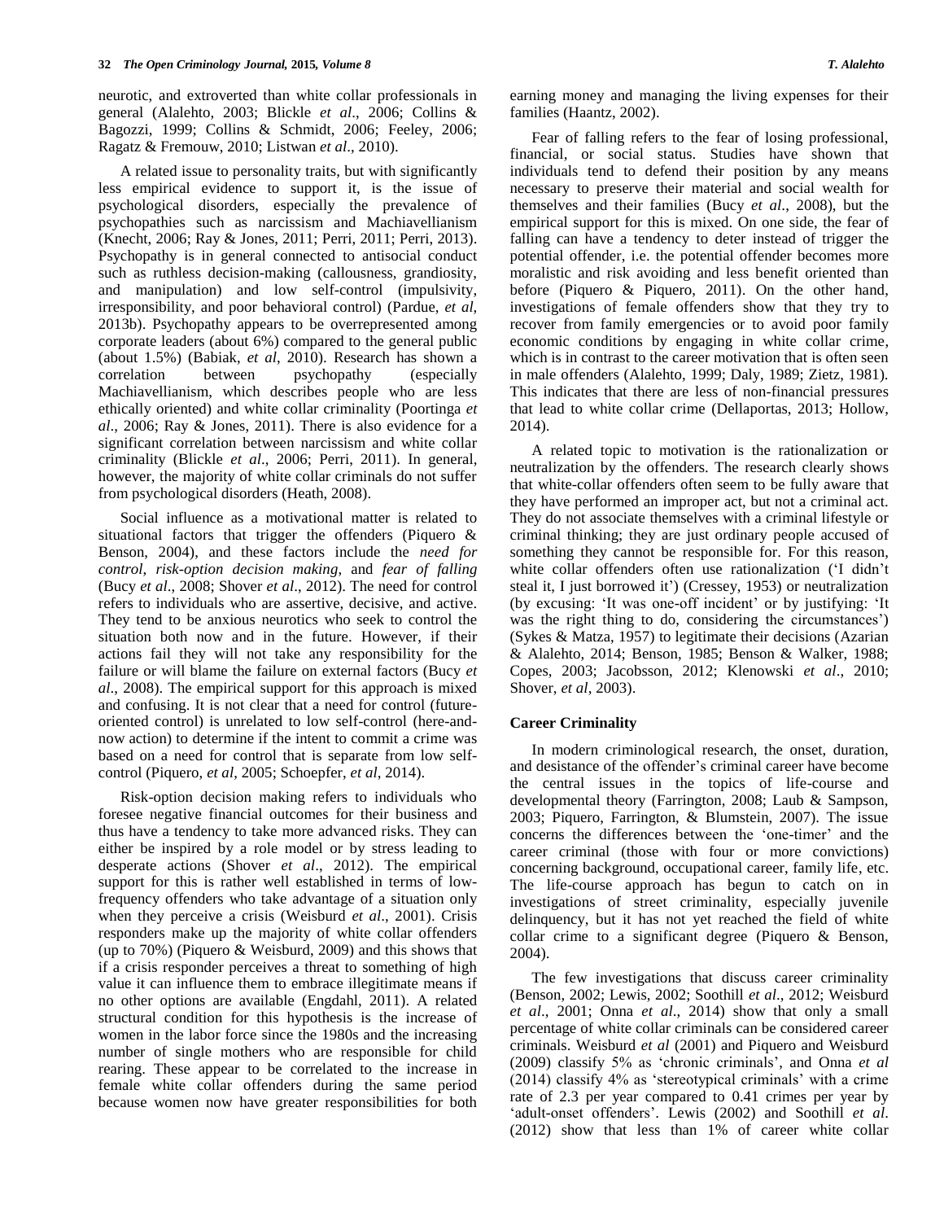neurotic, and extroverted than white collar professionals in general (Alalehto, 2003; Blickle *et al*., 2006; Collins & Bagozzi, 1999; Collins & Schmidt, 2006; Feeley, 2006; Ragatz & Fremouw, 2010; Listwan *et al*., 2010).

A related issue to personality traits, but with significantly less empirical evidence to support it, is the issue of psychological disorders, especially the prevalence of psychopathies such as narcissism and Machiavellianism (Knecht, 2006; Ray & Jones, 2011; Perri, 2011; Perri, 2013). Psychopathy is in general connected to antisocial conduct such as ruthless decision-making (callousness, grandiosity, and manipulation) and low self-control (impulsivity, irresponsibility, and poor behavioral control) (Pardue, *et al*, 2013b). Psychopathy appears to be overrepresented among corporate leaders (about 6%) compared to the general public (about 1.5%) (Babiak, *et al*, 2010). Research has shown a correlation between psychopathy (especially Machiavellianism, which describes people who are less ethically oriented) and white collar criminality (Poortinga *et al*., 2006; Ray & Jones, 2011). There is also evidence for a significant correlation between narcissism and white collar criminality (Blickle *et al*., 2006; Perri, 2011). In general, however, the majority of white collar criminals do not suffer from psychological disorders (Heath, 2008).

Social influence as a motivational matter is related to situational factors that trigger the offenders (Piquero & Benson, 2004), and these factors include the *need for control*, *risk-option decision making*, and *fear of falling* (Bucy *et al*., 2008; Shover *et al*., 2012). The need for control refers to individuals who are assertive, decisive, and active. They tend to be anxious neurotics who seek to control the situation both now and in the future. However, if their actions fail they will not take any responsibility for the failure or will blame the failure on external factors (Bucy *et al*., 2008). The empirical support for this approach is mixed and confusing. It is not clear that a need for control (future-oriented control) is unrelated to low self-control (here-and-now action) to determine if the intent to commit a crime was based on a need for control that is separate from low self-control (Piquero, *et al*, 2005; Schoepfer, *et al*, 2014).

Risk-option decision making refers to individuals who foresee negative financial outcomes for their business and thus have a tendency to take more advanced risks. They can either be inspired by a role model or by stress leading to desperate actions (Shover *et al*., 2012). The empirical support for this is rather well established in terms of low-frequency offenders who take advantage of a situation only when they perceive a crisis (Weisburd *et al*., 2001). Crisis responders make up the majority of white collar offenders (up to 70%) (Piquero & Weisburd, 2009) and this shows that if a crisis responder perceives a threat to something of high value it can influence them to embrace illegitimate means if no other options are available (Engdahl, 2011). A related structural condition for this hypothesis is the increase of women in the labor force since the 1980s and the increasing number of single mothers who are responsible for child rearing. These appear to be correlated to the increase in female white collar offenders during the same period because women now have greater responsibilities for both earning money and managing the living expenses for their families (Haantz, 2002).

Fear of falling refers to the fear of losing professional, financial, or social status. Studies have shown that individuals tend to defend their position by any means necessary to preserve their material and social wealth for themselves and their families (Bucy *et al*., 2008), but the empirical support for this is mixed. On one side, the fear of falling can have a tendency to deter instead of trigger the potential offender, i.e. the potential offender becomes more moralistic and risk avoiding and less benefit oriented than before (Piquero & Piquero, 2011). On the other hand, investigations of female offenders show that they try to recover from family emergencies or to avoid poor family economic conditions by engaging in white collar crime, which is in contrast to the career motivation that is often seen in male offenders (Alalehto, 1999; Daly, 1989; Zietz, 1981). This indicates that there are less of non-financial pressures that lead to white collar crime (Dellaportas, 2013; Hollow, 2014).

A related topic to motivation is the rationalization or neutralization by the offenders. The research clearly shows that white-collar offenders often seem to be fully aware that they have performed an improper act, but not a criminal act. They do not associate themselves with a criminal lifestyle or criminal thinking; they are just ordinary people accused of something they cannot be responsible for. For this reason, white collar offenders often use rationalization ('I didn't steal it, I just borrowed it') (Cressey, 1953) or neutralization (by excusing: 'It was one-off incident' or by justifying: 'It was the right thing to do, considering the circumstances') (Sykes & Matza, 1957) to legitimate their decisions (Azarian & Alalehto, 2014; Benson, 1985; Benson & Walker, 1988; Copes, 2003; Jacobsson, 2012; Klenowski *et al*., 2010; Shover, *et al*, 2003).

## Career Criminality

In modern criminological research, the onset, duration, and desistance of the offender's criminal career have become the central issues in the topics of life-course and developmental theory (Farrington, 2008; Laub & Sampson, 2003; Piquero, Farrington, & Blumstein, 2007). The issue concerns the differences between the 'one-timer' and the career criminal (those with four or more convictions) concerning background, occupational career, family life, etc. The life-course approach has begun to catch on in investigations of street criminality, especially juvenile delinquency, but it has not yet reached the field of white collar crime to a significant degree (Piquero & Benson, 2004).

The few investigations that discuss career criminality (Benson, 2002; Lewis, 2002; Soothill *et al*., 2012; Weisburd *et al*., 2001; Onna *et al*., 2014) show that only a small percentage of white collar criminals can be considered career criminals. Weisburd *et al* (2001) and Piquero and Weisburd (2009) classify 5% as 'chronic criminals', and Onna *et al* (2014) classify 4% as 'stereotypical criminals' with a crime rate of 2.3 per year compared to 0.41 crimes per year by 'adult-onset offenders'. Lewis (2002) and Soothill *et al*. (2012) show that less than 1% of career white collar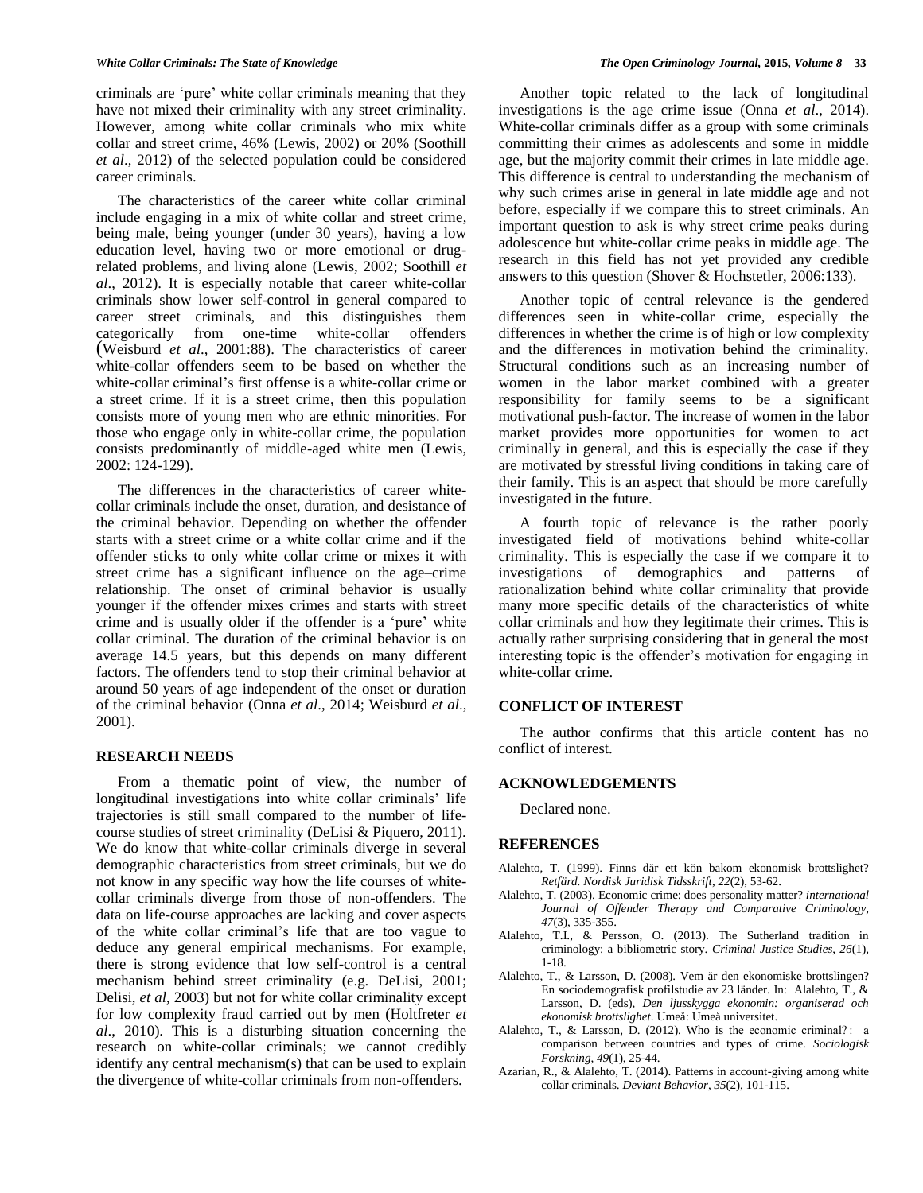criminals are 'pure' white collar criminals meaning that they have not mixed their criminality with any street criminality. However, among white collar criminals who mix white collar and street crime, 46% (Lewis, 2002) or 20% (Soothill *et al*., 2012) of the selected population could be considered career criminals.

The characteristics of the career white collar criminal include engaging in a mix of white collar and street crime, being male, being younger (under 30 years), having a low education level, having two or more emotional or drug-related problems, and living alone (Lewis, 2002; Soothill *et al*., 2012). It is especially notable that career white-collar criminals show lower self-control in general compared to career street criminals, and this distinguishes them categorically from one-time white-collar offenders (Weisburd *et al*., 2001:88). The characteristics of career white-collar offenders seem to be based on whether the white-collar criminal's first offense is a white-collar crime or a street crime. If it is a street crime, then this population consists more of young men who are ethnic minorities. For those who engage only in white-collar crime, the population consists predominantly of middle-aged white men (Lewis, 2002: 124-129).

The differences in the characteristics of career white-collar criminals include the onset, duration, and desistance of the criminal behavior. Depending on whether the offender starts with a street crime or a white collar crime and if the offender sticks to only white collar crime or mixes it with street crime has a significant influence on the age–crime relationship. The onset of criminal behavior is usually younger if the offender mixes crimes and starts with street crime and is usually older if the offender is a 'pure' white collar criminal. The duration of the criminal behavior is on average 14.5 years, but this depends on many different factors. The offenders tend to stop their criminal behavior at around 50 years of age independent of the onset or duration of the criminal behavior (Onna *et al*., 2014; Weisburd *et al*., 2001).

## RESEARCH NEEDS

From a thematic point of view, the number of longitudinal investigations into white collar criminals' life trajectories is still small compared to the number of life-course studies of street criminality (DeLisi & Piquero, 2011). We do know that white-collar criminals diverge in several demographic characteristics from street criminals, but we do not know in any specific way how the life courses of white-collar criminals diverge from those of non-offenders. The data on life-course approaches are lacking and cover aspects of the white collar criminal's life that are too vague to deduce any general empirical mechanisms. For example, there is strong evidence that low self-control is a central mechanism behind street criminality (e.g. DeLisi, 2001; Delisi, *et al*, 2003) but not for white collar criminality except for low complexity fraud carried out by men (Holtfreter *et al*., 2010). This is a disturbing situation concerning the research on white-collar criminals; we cannot credibly identify any central mechanism(s) that can be used to explain the divergence of white-collar criminals from non-offenders.

Another topic related to the lack of longitudinal investigations is the age–crime issue (Onna *et al*., 2014). White-collar criminals differ as a group with some criminals committing their crimes as adolescents and some in middle age, but the majority commit their crimes in late middle age. This difference is central to understanding the mechanism of why such crimes arise in general in late middle age and not before, especially if we compare this to street criminals. An important question to ask is why street crime peaks during adolescence but white-collar crime peaks in middle age. The research in this field has not yet provided any credible answers to this question (Shover & Hochstetler, 2006:133).

Another topic of central relevance is the gendered differences seen in white-collar crime, especially the differences in whether the crime is of high or low complexity and the differences in motivation behind the criminality. Structural conditions such as an increasing number of women in the labor market combined with a greater responsibility for family seems to be a significant motivational push-factor. The increase of women in the labor market provides more opportunities for women to act criminally in general, and this is especially the case if they are motivated by stressful living conditions in taking care of their family. This is an aspect that should be more carefully investigated in the future.

A fourth topic of relevance is the rather poorly investigated field of motivations behind white-collar criminality. This is especially the case if we compare it to investigations of demographics and patterns of rationalization behind white collar criminality that provide many more specific details of the characteristics of white collar criminals and how they legitimate their crimes. This is actually rather surprising considering that in general the most interesting topic is the offender's motivation for engaging in white-collar crime.

## CONFLICT OF INTEREST

The author confirms that this article content has no conflict of interest.

## ACKNOWLEDGEMENTS

Declared none.

## REFERENCES

Alalehto, T. (1999). Finns där ett kön bakom ekonomisk brottslighet? *Retfärd. Nordisk Juridisk Tidsskrift*, *22*(2), 53-62.

Alalehto, T. (2003). Economic crime: does personality matter? *international Journal of Offender Therapy and Comparative Criminology*, *47*(3), 335-355.

Alalehto, T.I., & Persson, O. (2013). The Sutherland tradition in criminology: a bibliometric story. *Criminal Justice Studies*, *26*(1), 1-18.

Alalehto, T., & Larsson, D. (2008). Vem är den ekonomiske brottslingen? En sociodemografisk profilstudie av 23 länder. In: Alalehto, T., & Larsson, D. (eds), *Den ljusskygga ekonomin: organiserad och ekonomisk brottslighet*. Umeå: Umeå universitet.

Alalehto, T., & Larsson, D. (2012). Who is the economic criminal? : a comparison between countries and types of crime. *Sociologisk Forskning*, *49*(1), 25-44.

Azarian, R., & Alalehto, T. (2014). Patterns in account-giving among white collar criminals. *Deviant Behavior*, *35*(2), 101-115.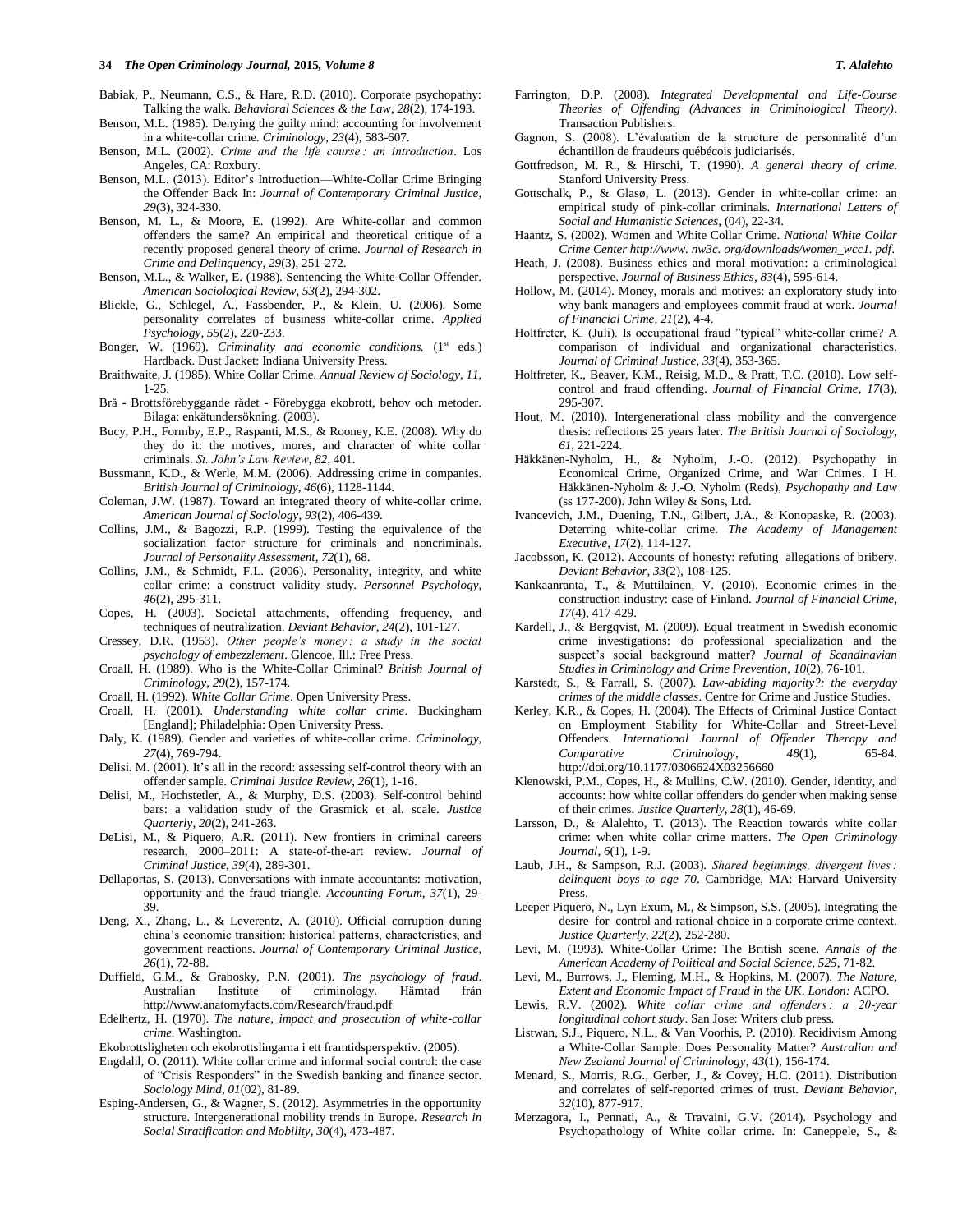Babiak, P., Neumann, C.S., & Hare, R.D. (2010). Corporate psychopathy: Talking the walk. *Behavioral Sciences & the Law*, *28*(2), 174-193.

Benson, M.L. (1985). Denying the guilty mind: accounting for involvement in a white-collar crime. *Criminology*, *23*(4), 583-607.

Benson, M.L. (2002). *Crime and the life course : an introduction*. Los Angeles, CA: Roxbury.

Benson, M.L. (2013). Editor's Introduction—White-Collar Crime Bringing the Offender Back In: *Journal of Contemporary Criminal Justice*, *29*(3), 324-330.

Benson, M. L., & Moore, E. (1992). Are White-collar and common offenders the same? An empirical and theoretical critique of a recently proposed general theory of crime. *Journal of Research in Crime and Delinquency*, *29*(3), 251-272.

Benson, M.L., & Walker, E. (1988). Sentencing the White-Collar Offender. *American Sociological Review*, *53*(2), 294-302.

Blickle, G., Schlegel, A., Fassbender, P., & Klein, U. (2006). Some personality correlates of business white-collar crime. *Applied Psychology*, *55*(2), 220-233.

Bonger, W. (1969). *Criminality and economic conditions.* (1st eds.) Hardback. Dust Jacket: Indiana University Press.

Braithwaite, J. (1985). White Collar Crime. *Annual Review of Sociology*, *11*, 1-25.

Brå - Brottsförebyggande rådet - Förebygga ekobrott, behov och metoder. Bilaga: enkätundersökning. (2003).

Bucy, P.H., Formby, E.P., Raspanti, M.S., & Rooney, K.E. (2008). Why do they do it: the motives, mores, and character of white collar criminals. *St. John's Law Review*, *82*, 401.

Bussmann, K.D., & Werle, M.M. (2006). Addressing crime in companies. *British Journal of Criminology*, *46*(6), 1128-1144.

Coleman, J.W. (1987). Toward an integrated theory of white-collar crime. *American Journal of Sociology*, *93*(2), 406-439.

Collins, J.M., & Bagozzi, R.P. (1999). Testing the equivalence of the socialization factor structure for criminals and noncriminals. *Journal of Personality Assessment*, *72*(1), 68.

Collins, J.M., & Schmidt, F.L. (2006). Personality, integrity, and white collar crime: a construct validity study. *Personnel Psychology*, *46*(2), 295-311.

Copes, H. (2003). Societal attachments, offending frequency, and techniques of neutralization. *Deviant Behavior*, *24*(2), 101-127.

Cressey, D.R. (1953). *Other people's money : a study in the social psychology of embezzlement*. Glencoe, Ill.: Free Press.

Croall, H. (1989). Who is the White-Collar Criminal? *British Journal of Criminology*, *29*(2), 157-174.

Croall, H. (1992). *White Collar Crime*. Open University Press.

Croall, H. (2001). *Understanding white collar crime*. Buckingham [England]; Philadelphia: Open University Press.

Daly, K. (1989). Gender and varieties of white-collar crime. *Criminology*, *27*(4), 769-794.

Delisi, M. (2001). It's all in the record: assessing self-control theory with an offender sample. *Criminal Justice Review*, *26*(1), 1-16.

Delisi, M., Hochstetler, A., & Murphy, D.S. (2003). Self-control behind bars: a validation study of the Grasmick et al. scale. *Justice Quarterly*, *20*(2), 241-263.

DeLisi, M., & Piquero, A.R. (2011). New frontiers in criminal careers research, 2000–2011: A state-of-the-art review. *Journal of Criminal Justice*, *39*(4), 289-301.

Dellaportas, S. (2013). Conversations with inmate accountants: motivation, opportunity and the fraud triangle. *Accounting Forum*, *37*(1), 29-39.

Deng, X., Zhang, L., & Leverentz, A. (2010). Official corruption during china's economic transition: historical patterns, characteristics, and government reactions. *Journal of Contemporary Criminal Justice*, *26*(1), 72-88.

Duffield, G.M., & Grabosky, P.N. (2001). *The psychology of fraud*. Australian Institute of criminology. Hämtad från http://www.anatomyfacts.com/Research/fraud.pdf

Edelhertz, H. (1970). *The nature, impact and prosecution of white-collar crime.* Washington.

Ekobrottsligheten och ekobrottslingarna i ett framtidsperspektiv. (2005).

Engdahl, O. (2011). White collar crime and informal social control: the case of "Crisis Responders" in the Swedish banking and finance sector. *Sociology Mind*, *01*(02), 81-89.

Esping-Andersen, G., & Wagner, S. (2012). Asymmetries in the opportunity structure. Intergenerational mobility trends in Europe. *Research in Social Stratification and Mobility*, *30*(4), 473-487.

Farrington, D.P. (2008). *Integrated Developmental and Life-Course Theories of Offending (Advances in Criminological Theory)*. Transaction Publishers.

Gagnon, S. (2008). L'évaluation de la structure de personnalité d'un échantillon de fraudeurs québécois judiciarisés.

Gottfredson, M. R., & Hirschi, T. (1990). *A general theory of crime.* Stanford University Press.

Gottschalk, P., & Glasø, L. (2013). Gender in white-collar crime: an empirical study of pink-collar criminals. *International Letters of Social and Humanistic Sciences*, (04), 22-34.

Haantz, S. (2002). Women and White Collar Crime. *National White Collar Crime Center http://www. nw3c. org/downloads/women_wcc1. pdf*.

Heath, J. (2008). Business ethics and moral motivation: a criminological perspective. *Journal of Business Ethics*, *83*(4), 595-614.

Hollow, M. (2014). Money, morals and motives: an exploratory study into why bank managers and employees commit fraud at work. *Journal of Financial Crime*, *21*(2), 4-4.

Holtfreter, K. (Juli). Is occupational fraud "typical" white-collar crime? A comparison of individual and organizational characteristics. *Journal of Criminal Justice*, *33*(4), 353-365.

Holtfreter, K., Beaver, K.M., Reisig, M.D., & Pratt, T.C. (2010). Low self-control and fraud offending. *Journal of Financial Crime*, *17*(3), 295-307.

Hout, M. (2010). Intergenerational class mobility and the convergence thesis: reflections 25 years later. *The British Journal of Sociology*, *61*, 221-224.

Häkkänen-Nyholm, H., & Nyholm, J.-O. (2012). Psychopathy in Economical Crime, Organized Crime, and War Crimes. I H. Häkkänen-Nyholm & J.-O. Nyholm (Reds), *Psychopathy and Law* (ss 177-200). John Wiley & Sons, Ltd.

Ivancevich, J.M., Duening, T.N., Gilbert, J.A., & Konopaske, R. (2003). Deterring white-collar crime. *The Academy of Management Executive*, *17*(2), 114-127.

Jacobsson, K. (2012). Accounts of honesty: refuting allegations of bribery. *Deviant Behavior*, *33*(2), 108-125.

Kankaanranta, T., & Muttilainen, V. (2010). Economic crimes in the construction industry: case of Finland. *Journal of Financial Crime*, *17*(4), 417-429.

Kardell, J., & Bergqvist, M. (2009). Equal treatment in Swedish economic crime investigations: do professional specialization and the suspect's social background matter? *Journal of Scandinavian Studies in Criminology and Crime Prevention*, *10*(2), 76-101.

Karstedt, S., & Farrall, S. (2007). *Law-abiding majority?: the everyday crimes of the middle classes*. Centre for Crime and Justice Studies.

Kerley, K.R., & Copes, H. (2004). The Effects of Criminal Justice Contact on Employment Stability for White-Collar and Street-Level Offenders. *International Journal of Offender Therapy and Comparative Criminology*, *48*(1), 65-84. http://doi.org/10.1177/0306624X03256660

Klenowski, P.M., Copes, H., & Mullins, C.W. (2010). Gender, identity, and accounts: how white collar offenders do gender when making sense of their crimes. *Justice Quarterly*, *28*(1), 46-69.

Larsson, D., & Alalehto, T. (2013). The Reaction towards white collar crime: when white collar crime matters. *The Open Criminology Journal*, *6*(1), 1-9.

Laub, J.H., & Sampson, R.J. (2003). *Shared beginnings, divergent lives : delinquent boys to age 70*. Cambridge, MA: Harvard University Press.

Leeper Piquero, N., Lyn Exum, M., & Simpson, S.S. (2005). Integrating the desire–for–control and rational choice in a corporate crime context. *Justice Quarterly*, *22*(2), 252-280.

Levi, M. (1993). White-Collar Crime: The British scene. *Annals of the American Academy of Political and Social Science*, *525*, 71-82.

Levi, M., Burrows, J., Fleming, M.H., & Hopkins, M. (2007). *The Nature, Extent and Economic Impact of Fraud in the UK*. *London:* ACPO.

Lewis, R.V. (2002). *White collar crime and offenders : a 20-year longitudinal cohort study*. San Jose: Writers club press.

Listwan, S.J., Piquero, N.L., & Van Voorhis, P. (2010). Recidivism Among a White-Collar Sample: Does Personality Matter? *Australian and New Zealand Journal of Criminology*, *43*(1), 156-174.

Menard, S., Morris, R.G., Gerber, J., & Covey, H.C. (2011). Distribution and correlates of self-reported crimes of trust. *Deviant Behavior*, *32*(10), 877-917.

Merzagora, I., Pennati, A., & Travaini, G.V. (2014). Psychology and Psychopathology of White collar crime. In: Caneppele, S., &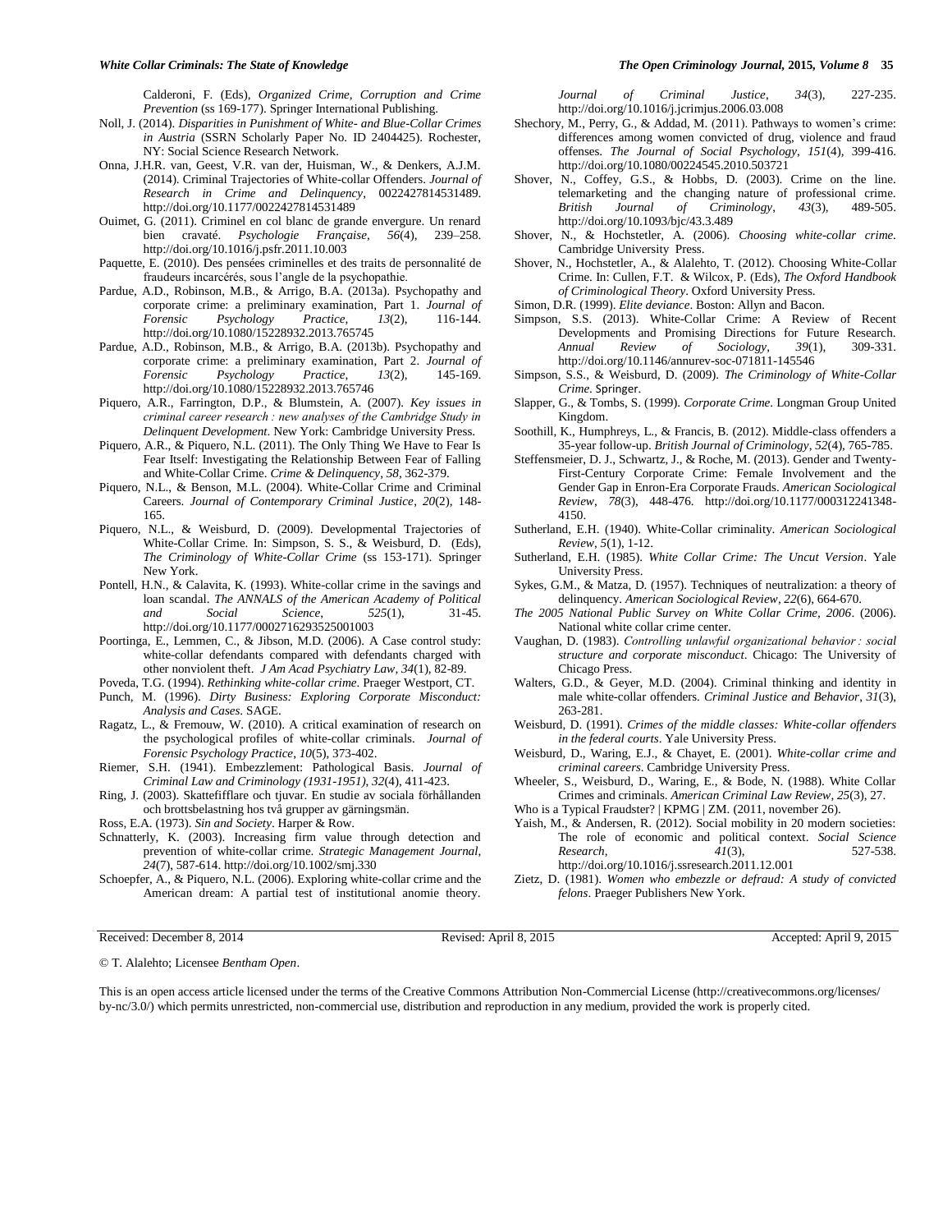Calderoni, F. (Eds), *Organized Crime, Corruption and Crime Prevention* (ss 169-177). Springer International Publishing.

Noll, J. (2014). *Disparities in Punishment of White- and Blue-Collar Crimes in Austria* (SSRN Scholarly Paper No. ID 2404425). Rochester, NY: Social Science Research Network.

Onna, J.H.R. van, Geest, V.R. van der, Huisman, W., & Denkers, A.J.M. (2014). Criminal Trajectories of White-collar Offenders. *Journal of Research in Crime and Delinquency*, 0022427814531489. http://doi.org/10.1177/0022427814531489

Ouimet, G. (2011). Criminel en col blanc de grande envergure. Un renard bien cravaté. *Psychologie Française*, *56*(4), 239–258. http://doi.org/10.1016/j.psfr.2011.10.003

Paquette, E. (2010). Des pensées criminelles et des traits de personnalité de fraudeurs incarcérés, sous l'angle de la psychopathie.

Pardue, A.D., Robinson, M.B., & Arrigo, B.A. (2013a). Psychopathy and corporate crime: a preliminary examination, Part 1. *Journal of Forensic Psychology Practice*, *13*(2), 116-144. http://doi.org/10.1080/15228932.2013.765745

Pardue, A.D., Robinson, M.B., & Arrigo, B.A. (2013b). Psychopathy and corporate crime: a preliminary examination, Part 2. *Journal of Forensic Psychology Practice*, *13*(2), 145-169. http://doi.org/10.1080/15228932.2013.765746

Piquero, A.R., Farrington, D.P., & Blumstein, A. (2007). *Key issues in criminal career research : new analyses of the Cambridge Study in Delinquent Development*. New York: Cambridge University Press.

Piquero, A.R., & Piquero, N.L. (2011). The Only Thing We Have to Fear Is Fear Itself: Investigating the Relationship Between Fear of Falling and White-Collar Crime. *Crime & Delinquency*, *58*, 362-379.

Piquero, N.L., & Benson, M.L. (2004). White-Collar Crime and Criminal Careers. *Journal of Contemporary Criminal Justice*, *20*(2), 148-165.

Piquero, N.L., & Weisburd, D. (2009). Developmental Trajectories of White-Collar Crime. In: Simpson, S. S., & Weisburd, D. (Eds), *The Criminology of White-Collar Crime* (ss 153-171). Springer New York.

Pontell, H.N., & Calavita, K. (1993). White-collar crime in the savings and loan scandal. *The ANNALS of the American Academy of Political and Social Science*, *525*(1), 31-45. http://doi.org/10.1177/0002716293525001003

Poortinga, E., Lemmen, C., & Jibson, M.D. (2006). A Case control study: white-collar defendants compared with defendants charged with other nonviolent theft. *J Am Acad Psychiatry Law*, *34*(1), 82-89.

Poveda, T.G. (1994). *Rethinking white-collar crime*. Praeger Westport, CT.

Punch, M. (1996). *Dirty Business: Exploring Corporate Misconduct: Analysis and Cases*. SAGE.

Ragatz, L., & Fremouw, W. (2010). A critical examination of research on the psychological profiles of white-collar criminals. *Journal of Forensic Psychology Practice*, *10*(5), 373-402.

Riemer, S.H. (1941). Embezzlement: Pathological Basis. *Journal of Criminal Law and Criminology (1931-1951)*, *32*(4), 411-423.

Ring, J. (2003). Skattefifflare och tjuvar. En studie av sociala förhållanden och brottsbelastning hos två grupper av gärningsmän.

Ross, E.A. (1973). *Sin and Society*. Harper & Row.

Schnatterly, K. (2003). Increasing firm value through detection and prevention of white-collar crime. *Strategic Management Journal*, *24*(7), 587-614. http://doi.org/10.1002/smj.330

Schoepfer, A., & Piquero, N.L. (2006). Exploring white-collar crime and the American dream: A partial test of institutional anomie theory. *Journal of Criminal Justice*, *34*(3), 227-235. http://doi.org/10.1016/j.jcrimjus.2006.03.008

Shechory, M., Perry, G., & Addad, M. (2011). Pathways to women's crime: differences among women convicted of drug, violence and fraud offenses. *The Journal of Social Psychology*, *151*(4), 399-416. http://doi.org/10.1080/00224545.2010.503721

Shover, N., Coffey, G.S., & Hobbs, D. (2003). Crime on the line. telemarketing and the changing nature of professional crime. *British Journal of Criminology*, *43*(3), 489-505. http://doi.org/10.1093/bjc/43.3.489

Shover, N., & Hochstetler, A. (2006). *Choosing white-collar crime.* Cambridge University Press.

Shover, N., Hochstetler, A., & Alalehto, T. (2012). Choosing White-Collar Crime. In: Cullen, F.T. & Wilcox, P. (Eds), *The Oxford Handbook of Criminological Theory*. Oxford University Press.

Simon, D.R. (1999). *Elite deviance*. Boston: Allyn and Bacon.

Simpson, S.S. (2013). White-Collar Crime: A Review of Recent Developments and Promising Directions for Future Research. *Annual Review of Sociology*, *39*(1), 309-331. http://doi.org/10.1146/annurev-soc-071811-145546

Simpson, S.S., & Weisburd, D. (2009). *The Criminology of White-Collar Crime*. Springer.

Slapper, G., & Tombs, S. (1999). *Corporate Crime*. Longman Group United Kingdom.

Soothill, K., Humphreys, L., & Francis, B. (2012). Middle-class offenders a 35-year follow-up. *British Journal of Criminology*, *52*(4), 765-785.

Steffensmeier, D. J., Schwartz, J., & Roche, M. (2013). Gender and Twenty-First-Century Corporate Crime: Female Involvement and the Gender Gap in Enron-Era Corporate Frauds. *American Sociological Review*, *78*(3), 448-476. http://doi.org/10.1177/000312241348-4150.

Sutherland, E.H. (1940). White-collar criminality. *American Sociological Review*, *5*(1), 1-12.

Sutherland, E.H. (1985). *White Collar Crime: The Uncut Version*. Yale University Press.

Sykes, G.M., & Matza, D. (1957). Techniques of neutralization: a theory of delinquency. *American Sociological Review*, *22*(6), 664-670.

*The 2005 National Public Survey on White Collar Crime, 2006*. (2006). National white collar crime center.

Vaughan, D. (1983). *Controlling unlawful organizational behavior : social structure and corporate misconduct*. Chicago: The University of Chicago Press.

Walters, G.D., & Geyer, M.D. (2004). Criminal thinking and identity in male white-collar offenders. *Criminal Justice and Behavior*, *31*(3), 263-281.

Weisburd, D. (1991). *Crimes of the middle classes: White-collar offenders in the federal courts*. Yale University Press.

Weisburd, D., Waring, E.J., & Chayet, E. (2001). *White-collar crime and criminal careers*. Cambridge University Press.

Wheeler, S., Weisburd, D., Waring, E., & Bode, N. (1988). White Collar Crimes and criminals. *American Criminal Law Review*, *25*(3), 27.

Who is a Typical Fraudster? | KPMG | ZM. (2011, november 26).

Yaish, M., & Andersen, R. (2012). Social mobility in 20 modern societies: The role of economic and political context. *Social Science Research*, *41*(3), 527-538. http://doi.org/10.1016/j.ssresearch.2011.12.001

Zietz, D. (1981). *Women who embezzle or defraud: A study of convicted felons*. Praeger Publishers New York.

Received: December 8, 2014 Revised: April 8, 2015 Accepted: April 9, 2015

© T. Alalehto; Licensee *Bentham Open*.

This is an open access article licensed under the terms of the Creative Commons Attribution Non-Commercial License (http://creativecommons.org/licenses/by-nc/3.0/) which permits unrestricted, non-commercial use, distribution and reproduction in any medium, provided the work is properly cited.